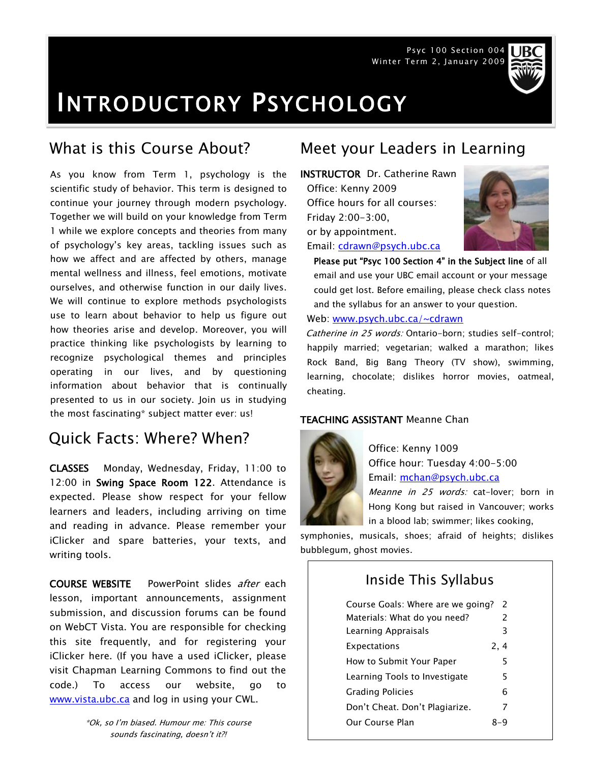Psyc 100 Section 004
Winter Term 2, January 2009

# INTRODUCTORY PSYCHOLOGY

## What is this Course About?

As you know from Term 1, psychology is the scientific study of behavior. This term is designed to continue your journey through modern psychology. Together we will build on your knowledge from Term 1 while we explore concepts and theories from many of psychology's key areas, tackling issues such as how we affect and are affected by others, manage mental wellness and illness, feel emotions, motivate ourselves, and otherwise function in our daily lives. We will continue to explore methods psychologists use to learn about behavior to help us figure out how theories arise and develop. Moreover, you will practice thinking like psychologists by learning to recognize psychological themes and principles operating in our lives, and by questioning information about behavior that is continually presented to us in our society. Join us in studying the most fascinating* subject matter ever: us!

## Quick Facts: Where? When?

**CLASSES** Monday, Wednesday, Friday, 11:00 to 12:00 in **Swing Space Room 122**. Attendance is expected. Please show respect for your fellow learners and leaders, including arriving on time and reading in advance. Please remember your iClicker and spare batteries, your texts, and writing tools.

**COURSE WEBSITE** PowerPoint slides *after* each lesson, important announcements, assignment submission, and discussion forums can be found on WebCT Vista. You are responsible for checking this site frequently, and for registering your iClicker here. (If you have a used iClicker, please visit Chapman Learning Commons to find out the code.) To access our website, go to www.vista.ubc.ca and log in using your CWL.

*\*Ok, so I'm biased. Humour me: This course sounds fascinating, doesn't it?!*

## Meet your Leaders in Learning

**INSTRUCTOR** Dr. Catherine Rawn
Office: Kenny 2009
Office hours for all courses:
Friday 2:00-3:00,
or by appointment.
Email: cdrawn@psych.ubc.ca

**Please put "Psyc 100 Section 4" in the Subject line** of all email and use your UBC email account or your message could get lost. Before emailing, please check class notes and the syllabus for an answer to your question.

Web: www.psych.ubc.ca/~cdrawn

*Catherine in 25 words:* Ontario-born; studies self-control; happily married; vegetarian; walked a marathon; likes Rock Band, Big Bang Theory (TV show), swimming, learning, chocolate; dislikes horror movies, oatmeal, cheating.

**TEACHING ASSISTANT** Meanne Chan
Office: Kenny 1009
Office hour: Tuesday 4:00-5:00
Email: mchan@psych.ubc.ca

*Meanne in 25 words:* cat-lover; born in Hong Kong but raised in Vancouver; works in a blood lab; swimmer; likes cooking, symphonies, musicals, shoes; afraid of heights; dislikes bubblegum, ghost movies.

### Inside This Syllabus

| Section | Page |
|---|---|
| Course Goals: Where are we going? | 2 |
| Materials: What do you need? | 2 |
| Learning Appraisals | 3 |
| Expectations | 2, 4 |
| How to Submit Your Paper | 5 |
| Learning Tools to Investigate | 5 |
| Grading Policies | 6 |
| Don't Cheat. Don't Plagiarize. | 7 |
| Our Course Plan | 8-9 |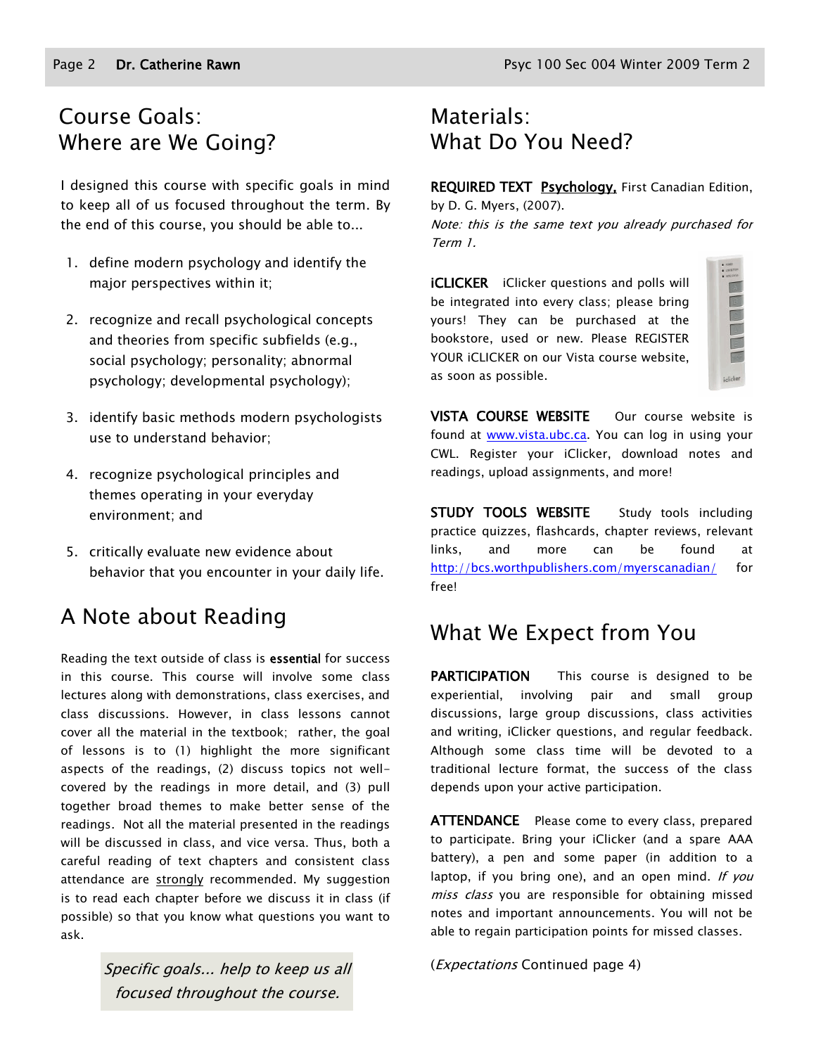## Course Goals: Where are We Going?

I designed this course with specific goals in mind to keep all of us focused throughout the term. By the end of this course, you should be able to...

1. define modern psychology and identify the major perspectives within it;
2. recognize and recall psychological concepts and theories from specific subfields (e.g., social psychology; personality; abnormal psychology; developmental psychology);
3. identify basic methods modern psychologists use to understand behavior;
4. recognize psychological principles and themes operating in your everyday environment; and
5. critically evaluate new evidence about behavior that you encounter in your daily life.

## A Note about Reading

Reading the text outside of class is **essential** for success in this course. This course will involve some class lectures along with demonstrations, class exercises, and class discussions. However, in class lessons cannot cover all the material in the textbook; rather, the goal of lessons is to (1) highlight the more significant aspects of the readings, (2) discuss topics not well-covered by the readings in more detail, and (3) pull together broad themes to make better sense of the readings. Not all the material presented in the readings will be discussed in class, and vice versa. Thus, both a careful reading of text chapters and consistent class attendance are strongly recommended. My suggestion is to read each chapter before we discuss it in class (if possible) so that you know what questions you want to ask.

*Specific goals... help to keep us all focused throughout the course.*

## Materials: What Do You Need?

**REQUIRED TEXT** **Psychology,** First Canadian Edition, by D. G. Myers, (2007).
*Note: this is the same text you already purchased for Term 1.*

**iCLICKER** iClicker questions and polls will be integrated into every class; please bring yours! They can be purchased at the bookstore, used or new. Please REGISTER YOUR iCLICKER on our Vista course website, as soon as possible.

**VISTA COURSE WEBSITE** Our course website is found at www.vista.ubc.ca. You can log in using your CWL. Register your iClicker, download notes and readings, upload assignments, and more!

**STUDY TOOLS WEBSITE** Study tools including practice quizzes, flashcards, chapter reviews, relevant links, and more can be found at http://bcs.worthpublishers.com/myerscanadian/ for free!

## What We Expect from You

**PARTICIPATION** This course is designed to be experiential, involving pair and small group discussions, large group discussions, class activities and writing, iClicker questions, and regular feedback. Although some class time will be devoted to a traditional lecture format, the success of the class depends upon your active participation.

**ATTENDANCE** Please come to every class, prepared to participate. Bring your iClicker (and a spare AAA battery), a pen and some paper (in addition to a laptop, if you bring one), and an open mind. *If you miss class* you are responsible for obtaining missed notes and important announcements. You will not be able to regain participation points for missed classes.

(*Expectations* Continued page 4)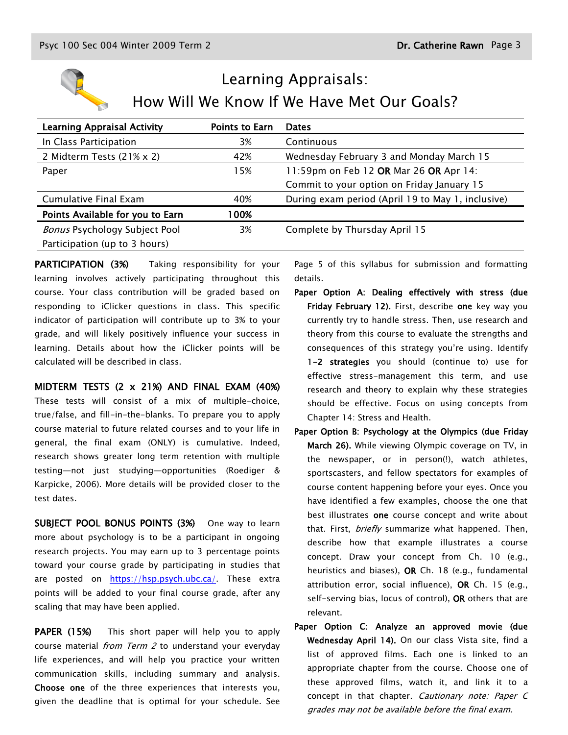# Learning Appraisals: How Will We Know If We Have Met Our Goals?

| Learning Appraisal Activity | Points to Earn | Dates |
|---|---|---|
| In Class Participation | 3% | Continuous |
| 2 Midterm Tests (21% x 2) | 42% | Wednesday February 3 and Monday March 15 |
| Paper | 15% | 11:59pm on Feb 12 **OR** Mar 26 **OR** Apr 14: Commit to your option on Friday January 15 |
| Cumulative Final Exam | 40% | During exam period (April 19 to May 1, inclusive) |
| **Points Available for you to Earn** | **100%** | |
| *Bonus* Psychology Subject Pool Participation (up to 3 hours) | 3% | Complete by Thursday April 15 |

**PARTICIPATION (3%)** Taking responsibility for your learning involves actively participating throughout this course. Your class contribution will be graded based on responding to iClicker questions in class. This specific indicator of participation will contribute up to 3% to your grade, and will likely positively influence your success in learning. Details about how the iClicker points will be calculated will be described in class.

**MIDTERM TESTS (2 x 21%) AND FINAL EXAM (40%)** These tests will consist of a mix of multiple-choice, true/false, and fill-in-the-blanks. To prepare you to apply course material to future related courses and to your life in general, the final exam (ONLY) is cumulative. Indeed, research shows greater long term retention with multiple testing—not just studying—opportunities (Roediger & Karpicke, 2006). More details will be provided closer to the test dates.

**SUBJECT POOL BONUS POINTS (3%)** One way to learn more about psychology is to be a participant in ongoing research projects. You may earn up to 3 percentage points toward your course grade by participating in studies that are posted on https://hsp.psych.ubc.ca/. These extra points will be added to your final course grade, after any scaling that may have been applied.

**PAPER (15%)** This short paper will help you to apply course material *from Term 2* to understand your everyday life experiences, and will help you practice your written communication skills, including summary and analysis. **Choose one** of the three experiences that interests you, given the deadline that is optimal for your schedule. See Page 5 of this syllabus for submission and formatting details.

- **Paper Option A: Dealing effectively with stress (due Friday February 12).** First, describe **one** key way you currently try to handle stress. Then, use research and theory from this course to evaluate the strengths and consequences of this strategy you're using. Identify **1-2 strategies** you should (continue to) use for effective stress-management this term, and use research and theory to explain why these strategies should be effective. Focus on using concepts from Chapter 14: Stress and Health.
- **Paper Option B: Psychology at the Olympics (due Friday March 26).** While viewing Olympic coverage on TV, in the newspaper, or in person(!), watch athletes, sportscasters, and fellow spectators for examples of course content happening before your eyes. Once you have identified a few examples, choose the one that best illustrates **one** course concept and write about that. First, *briefly* summarize what happened. Then, describe how that example illustrates a course concept. Draw your concept from Ch. 10 (e.g., heuristics and biases), **OR** Ch. 18 (e.g., fundamental attribution error, social influence), **OR** Ch. 15 (e.g., self-serving bias, locus of control), **OR** others that are relevant.
- **Paper Option C: Analyze an approved movie (due Wednesday April 14).** On our class Vista site, find a list of approved films. Each one is linked to an appropriate chapter from the course. Choose one of these approved films, watch it, and link it to a concept in that chapter. *Cautionary note: Paper C grades may not be available before the final exam.*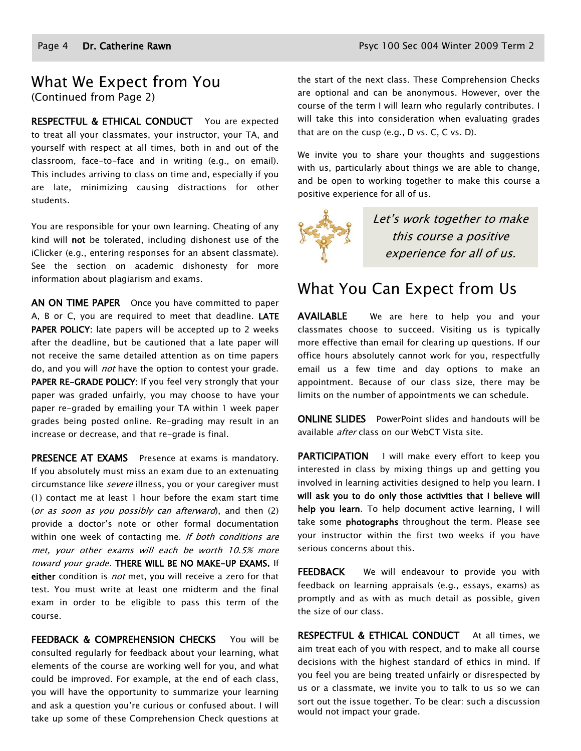## What We Expect from You

(Continued from Page 2)

**RESPECTFUL & ETHICAL CONDUCT** You are expected to treat all your classmates, your instructor, your TA, and yourself with respect at all times, both in and out of the classroom, face-to-face and in writing (e.g., on email). This includes arriving to class on time and, especially if you are late, minimizing causing distractions for other students.

You are responsible for your own learning. Cheating of any kind will **not** be tolerated, including dishonest use of the iClicker (e.g., entering responses for an absent classmate). See the section on academic dishonesty for more information about plagiarism and exams.

**AN ON TIME PAPER** Once you have committed to paper A, B or C, you are required to meet that deadline. **LATE PAPER POLICY**: late papers will be accepted up to 2 weeks after the deadline, but be cautioned that a late paper will not receive the same detailed attention as on time papers do, and you will *not* have the option to contest your grade. **PAPER RE-GRADE POLICY**: If you feel very strongly that your paper was graded unfairly, you may choose to have your paper re-graded by emailing your TA within 1 week paper grades being posted online. Re-grading may result in an increase or decrease, and that re-grade is final.

**PRESENCE AT EXAMS** Presence at exams is mandatory. If you absolutely must miss an exam due to an extenuating circumstance like *severe* illness, you or your caregiver must (1) contact me at least 1 hour before the exam start time (*or as soon as you possibly can afterward*), and then (2) provide a doctor's note or other formal documentation within one week of contacting me. *If both conditions are met, your other exams will each be worth 10.5% more toward your grade.* **THERE WILL BE NO MAKE-UP EXAMS.** If **either** condition is *not* met, you will receive a zero for that test. You must write at least one midterm and the final exam in order to be eligible to pass this term of the course.

**FEEDBACK & COMPREHENSION CHECKS** You will be consulted regularly for feedback about your learning, what elements of the course are working well for you, and what could be improved. For example, at the end of each class, you will have the opportunity to summarize your learning and ask a question you're curious or confused about. I will take up some of these Comprehension Check questions at the start of the next class. These Comprehension Checks are optional and can be anonymous. However, over the course of the term I will learn who regularly contributes. I will take this into consideration when evaluating grades that are on the cusp (e.g., D vs. C, C vs. D).

We invite you to share your thoughts and suggestions with us, particularly about things we are able to change, and be open to working together to make this course a positive experience for all of us.

*Let's work together to make this course a positive experience for all of us.*

## What You Can Expect from Us

**AVAILABLE** We are here to help you and your classmates choose to succeed. Visiting us is typically more effective than email for clearing up questions. If our office hours absolutely cannot work for you, respectfully email us a few time and day options to make an appointment. Because of our class size, there may be limits on the number of appointments we can schedule.

**ONLINE SLIDES** PowerPoint slides and handouts will be available *after* class on our WebCT Vista site.

**PARTICIPATION** I will make every effort to keep you interested in class by mixing things up and getting you involved in learning activities designed to help you learn. **I will ask you to do only those activities that I believe will help you learn**. To help document active learning, I will take some **photographs** throughout the term. Please see your instructor within the first two weeks if you have serious concerns about this.

**FEEDBACK** We will endeavour to provide you with feedback on learning appraisals (e.g., essays, exams) as promptly and as with as much detail as possible, given the size of our class.

**RESPECTFUL & ETHICAL CONDUCT** At all times, we aim treat each of you with respect, and to make all course decisions with the highest standard of ethics in mind. If you feel you are being treated unfairly or disrespected by us or a classmate, we invite you to talk to us so we can sort out the issue together. To be clear: such a discussion would not impact your grade.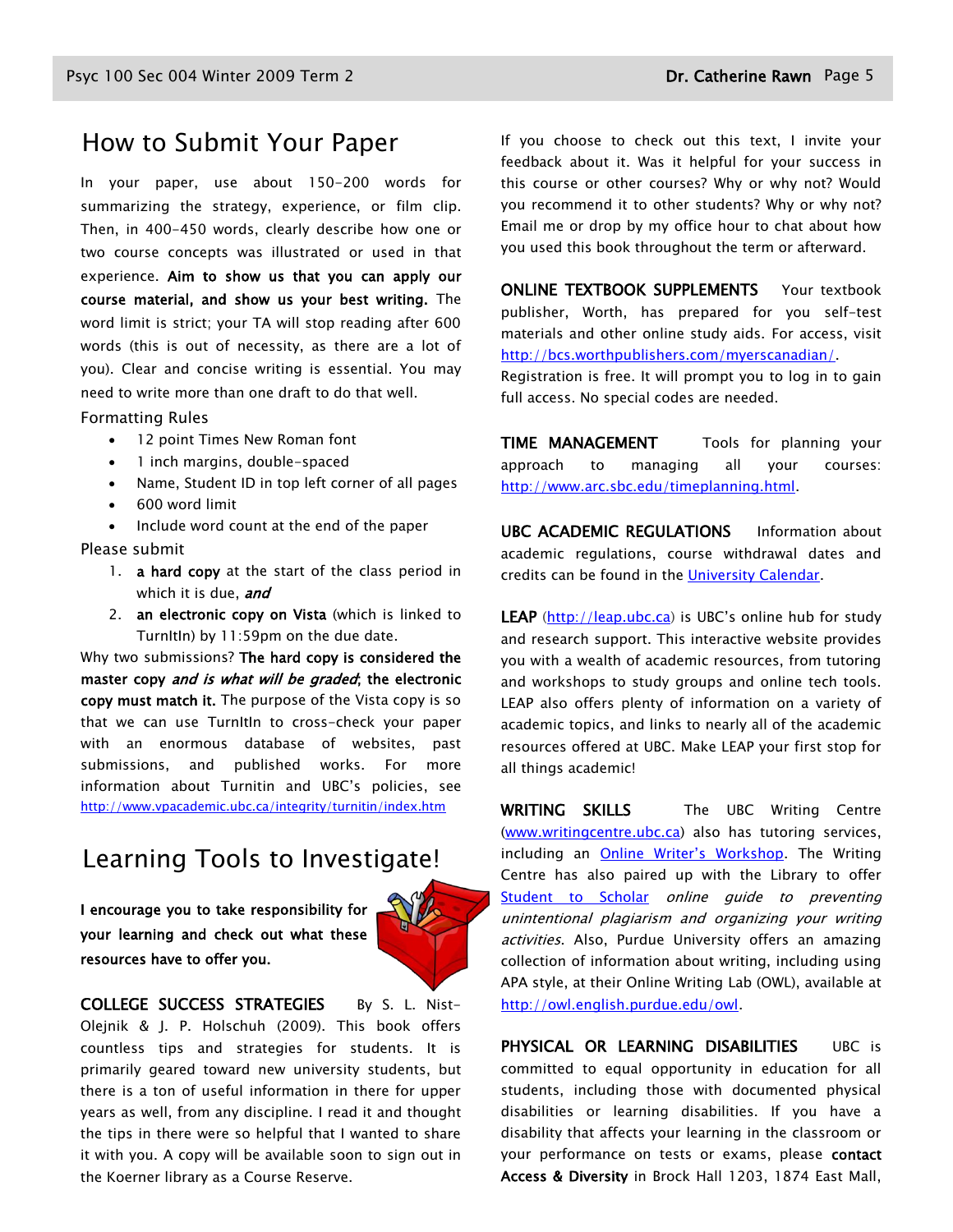## How to Submit Your Paper

In your paper, use about 150-200 words for summarizing the strategy, experience, or film clip. Then, in 400-450 words, clearly describe how one or two course concepts was illustrated or used in that experience. **Aim to show us that you can apply our course material, and show us your best writing.** The word limit is strict; your TA will stop reading after 600 words (this is out of necessity, as there are a lot of you). Clear and concise writing is essential. You may need to write more than one draft to do that well.

Formatting Rules

- 12 point Times New Roman font
- 1 inch margins, double-spaced
- Name, Student ID in top left corner of all pages
- 600 word limit
- Include word count at the end of the paper

Please submit

1. **a hard copy** at the start of the class period in which it is due, ***and***
2. **an electronic copy on Vista** (which is linked to TurnItIn) by 11:59pm on the due date.

Why two submissions? **The hard copy is considered the master copy *and is what will be graded*; the electronic copy must match it.** The purpose of the Vista copy is so that we can use TurnItIn to cross-check your paper with an enormous database of websites, past submissions, and published works. For more information about Turnitin and UBC's policies, see http://www.vpacademic.ubc.ca/integrity/turnitin/index.htm

## Learning Tools to Investigate!

**I encourage you to take responsibility for your learning and check out what these resources have to offer you.**

**COLLEGE SUCCESS STRATEGIES** By S. L. Nist-Olejnik & J. P. Holschuh (2009). This book offers countless tips and strategies for students. It is primarily geared toward new university students, but there is a ton of useful information in there for upper years as well, from any discipline. I read it and thought the tips in there were so helpful that I wanted to share it with you. A copy will be available soon to sign out in the Koerner library as a Course Reserve.

If you choose to check out this text, I invite your feedback about it. Was it helpful for your success in this course or other courses? Why or why not? Would you recommend it to other students? Why or why not? Email me or drop by my office hour to chat about how you used this book throughout the term or afterward.

**ONLINE TEXTBOOK SUPPLEMENTS** Your textbook publisher, Worth, has prepared for you self-test materials and other online study aids. For access, visit http://bcs.worthpublishers.com/myerscanadian/. Registration is free. It will prompt you to log in to gain full access. No special codes are needed.

**TIME MANAGEMENT** Tools for planning your approach to managing all your courses: http://www.arc.sbc.edu/timeplanning.html.

**UBC ACADEMIC REGULATIONS** Information about academic regulations, course withdrawal dates and credits can be found in the University Calendar.

**LEAP** (http://leap.ubc.ca) is UBC's online hub for study and research support. This interactive website provides you with a wealth of academic resources, from tutoring and workshops to study groups and online tech tools. LEAP also offers plenty of information on a variety of academic topics, and links to nearly all of the academic resources offered at UBC. Make LEAP your first stop for all things academic!

**WRITING SKILLS** The UBC Writing Centre (www.writingcentre.ubc.ca) also has tutoring services, including an Online Writer's Workshop. The Writing Centre has also paired up with the Library to offer Student to Scholar *online guide to preventing unintentional plagiarism and organizing your writing activities*. Also, Purdue University offers an amazing collection of information about writing, including using APA style, at their Online Writing Lab (OWL), available at http://owl.english.purdue.edu/owl.

**PHYSICAL OR LEARNING DISABILITIES** UBC is committed to equal opportunity in education for all students, including those with documented physical disabilities or learning disabilities. If you have a disability that affects your learning in the classroom or your performance on tests or exams, please **contact Access & Diversity** in Brock Hall 1203, 1874 East Mall,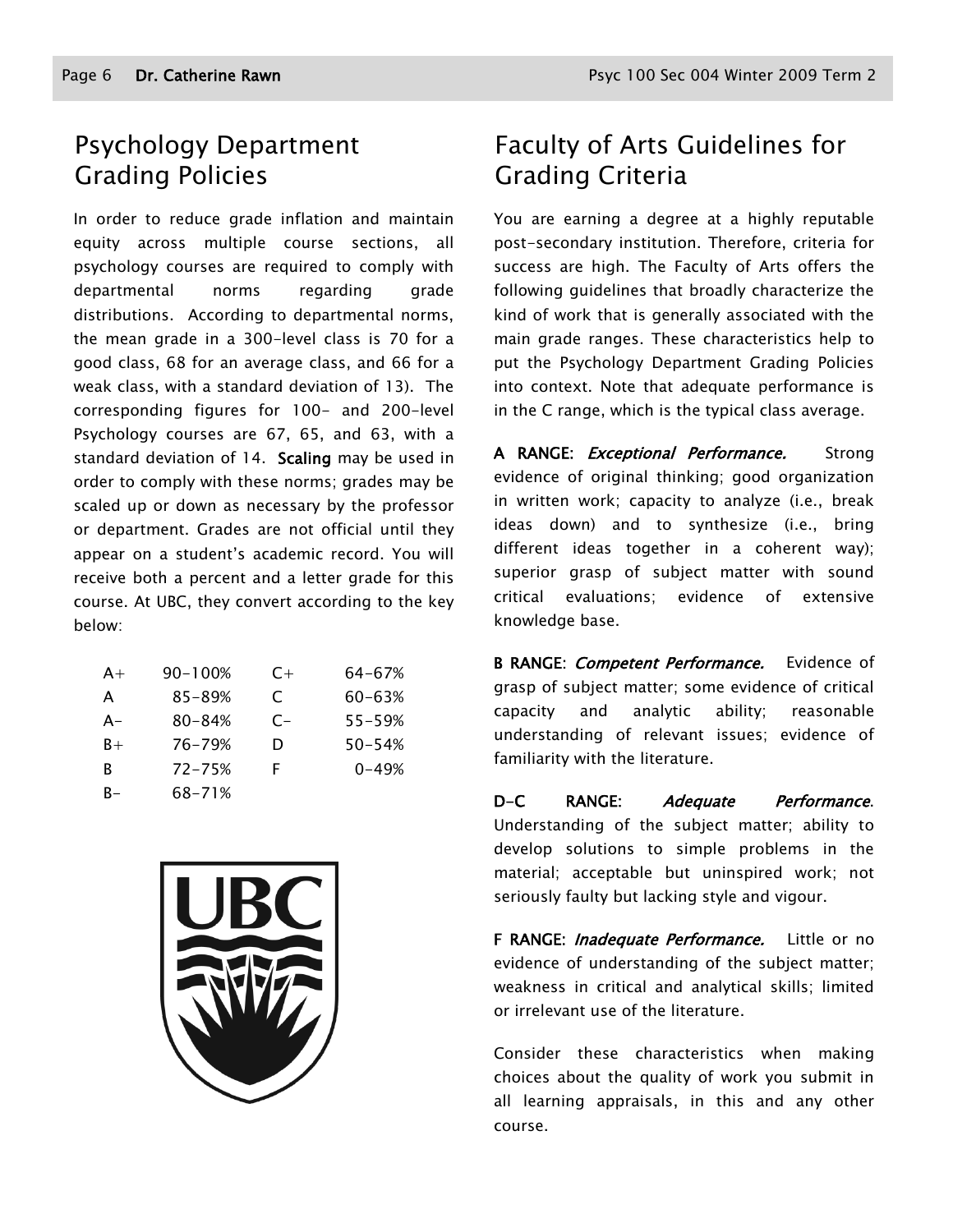## Psychology Department Grading Policies

In order to reduce grade inflation and maintain equity across multiple course sections, all psychology courses are required to comply with departmental norms regarding grade distributions. According to departmental norms, the mean grade in a 300-level class is 70 for a good class, 68 for an average class, and 66 for a weak class, with a standard deviation of 13). The corresponding figures for 100- and 200-level Psychology courses are 67, 65, and 63, with a standard deviation of 14. **Scaling** may be used in order to comply with these norms; grades may be scaled up or down as necessary by the professor or department. Grades are not official until they appear on a student's academic record. You will receive both a percent and a letter grade for this course. At UBC, they convert according to the key below:

| | | | |
|---|---|---|---|
| A+ | 90-100% | C+ | 64-67% |
| A | 85-89% | C | 60-63% |
| A- | 80-84% | C- | 55-59% |
| B+ | 76-79% | D | 50-54% |
| B | 72-75% | F | 0-49% |
| B- | 68-71% | | |

## Faculty of Arts Guidelines for Grading Criteria

You are earning a degree at a highly reputable post-secondary institution. Therefore, criteria for success are high. The Faculty of Arts offers the following guidelines that broadly characterize the kind of work that is generally associated with the main grade ranges. These characteristics help to put the Psychology Department Grading Policies into context. Note that adequate performance is in the C range, which is the typical class average.

**A RANGE:** ***Exceptional Performance.*** Strong evidence of original thinking; good organization in written work; capacity to analyze (i.e., break ideas down) and to synthesize (i.e., bring different ideas together in a coherent way); superior grasp of subject matter with sound critical evaluations; evidence of extensive knowledge base.

**B RANGE:** ***Competent Performance.*** Evidence of grasp of subject matter; some evidence of critical capacity and analytic ability; reasonable understanding of relevant issues; evidence of familiarity with the literature.

**D-C RANGE:** ***Adequate Performance.*** Understanding of the subject matter; ability to develop solutions to simple problems in the material; acceptable but uninspired work; not seriously faulty but lacking style and vigour.

**F RANGE:** ***Inadequate Performance.*** Little or no evidence of understanding of the subject matter; weakness in critical and analytical skills; limited or irrelevant use of the literature.

Consider these characteristics when making choices about the quality of work you submit in all learning appraisals, in this and any other course.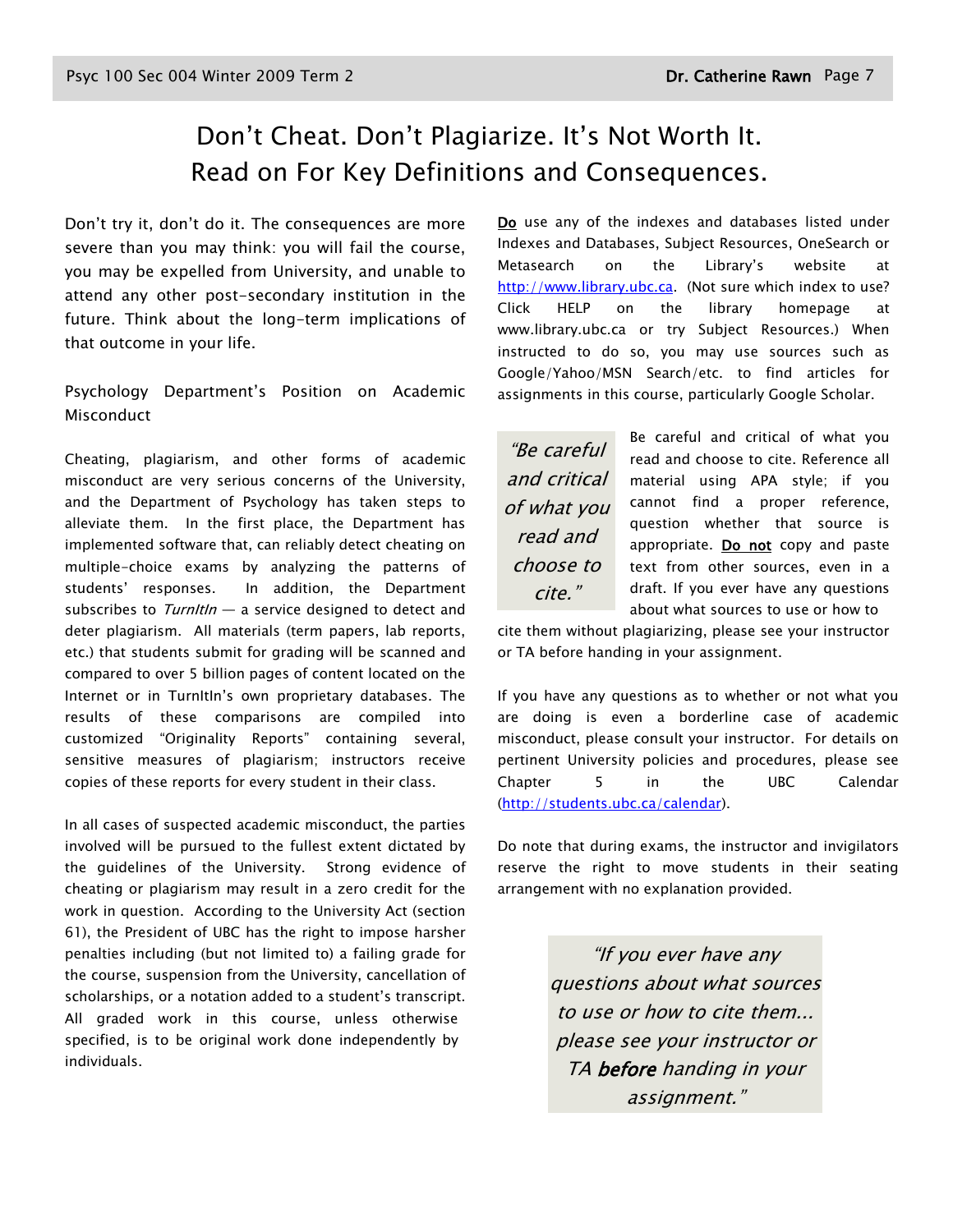# Don't Cheat. Don't Plagiarize. It's Not Worth It.
# Read on For Key Definitions and Consequences.

Don't try it, don't do it. The consequences are more severe than you may think: you will fail the course, you may be expelled from University, and unable to attend any other post-secondary institution in the future. Think about the long-term implications of that outcome in your life.

## Psychology Department's Position on Academic Misconduct

Cheating, plagiarism, and other forms of academic misconduct are very serious concerns of the University, and the Department of Psychology has taken steps to alleviate them. In the first place, the Department has implemented software that, can reliably detect cheating on multiple-choice exams by analyzing the patterns of students' responses. In addition, the Department subscribes to *TurnItIn* — a service designed to detect and deter plagiarism. All materials (term papers, lab reports, etc.) that students submit for grading will be scanned and compared to over 5 billion pages of content located on the Internet or in TurnItIn's own proprietary databases. The results of these comparisons are compiled into customized "Originality Reports" containing several, sensitive measures of plagiarism; instructors receive copies of these reports for every student in their class.

In all cases of suspected academic misconduct, the parties involved will be pursued to the fullest extent dictated by the guidelines of the University. Strong evidence of cheating or plagiarism may result in a zero credit for the work in question. According to the University Act (section 61), the President of UBC has the right to impose harsher penalties including (but not limited to) a failing grade for the course, suspension from the University, cancellation of scholarships, or a notation added to a student's transcript. All graded work in this course, unless otherwise specified, is to be original work done independently by individuals.

**Do** use any of the indexes and databases listed under Indexes and Databases, Subject Resources, OneSearch or Metasearch on the Library's website at http://www.library.ubc.ca. (Not sure which index to use? Click HELP on the library homepage at www.library.ubc.ca or try Subject Resources.) When instructed to do so, you may use sources such as Google/Yahoo/MSN Search/etc. to find articles for assignments in this course, particularly Google Scholar.

> *"Be careful and critical of what you read and choose to cite."*

Be careful and critical of what you read and choose to cite. Reference all material using APA style; if you cannot find a proper reference, question whether that source is appropriate. **Do not** copy and paste text from other sources, even in a draft. If you ever have any questions about what sources to use or how to cite them without plagiarizing, please see your instructor or TA before handing in your assignment.

If you have any questions as to whether or not what you are doing is even a borderline case of academic misconduct, please consult your instructor. For details on pertinent University policies and procedures, please see Chapter 5 in the UBC Calendar (http://students.ubc.ca/calendar).

Do note that during exams, the instructor and invigilators reserve the right to move students in their seating arrangement with no explanation provided.

> *"If you ever have any questions about what sources to use or how to cite them... please see your instructor or TA **before** handing in your assignment."*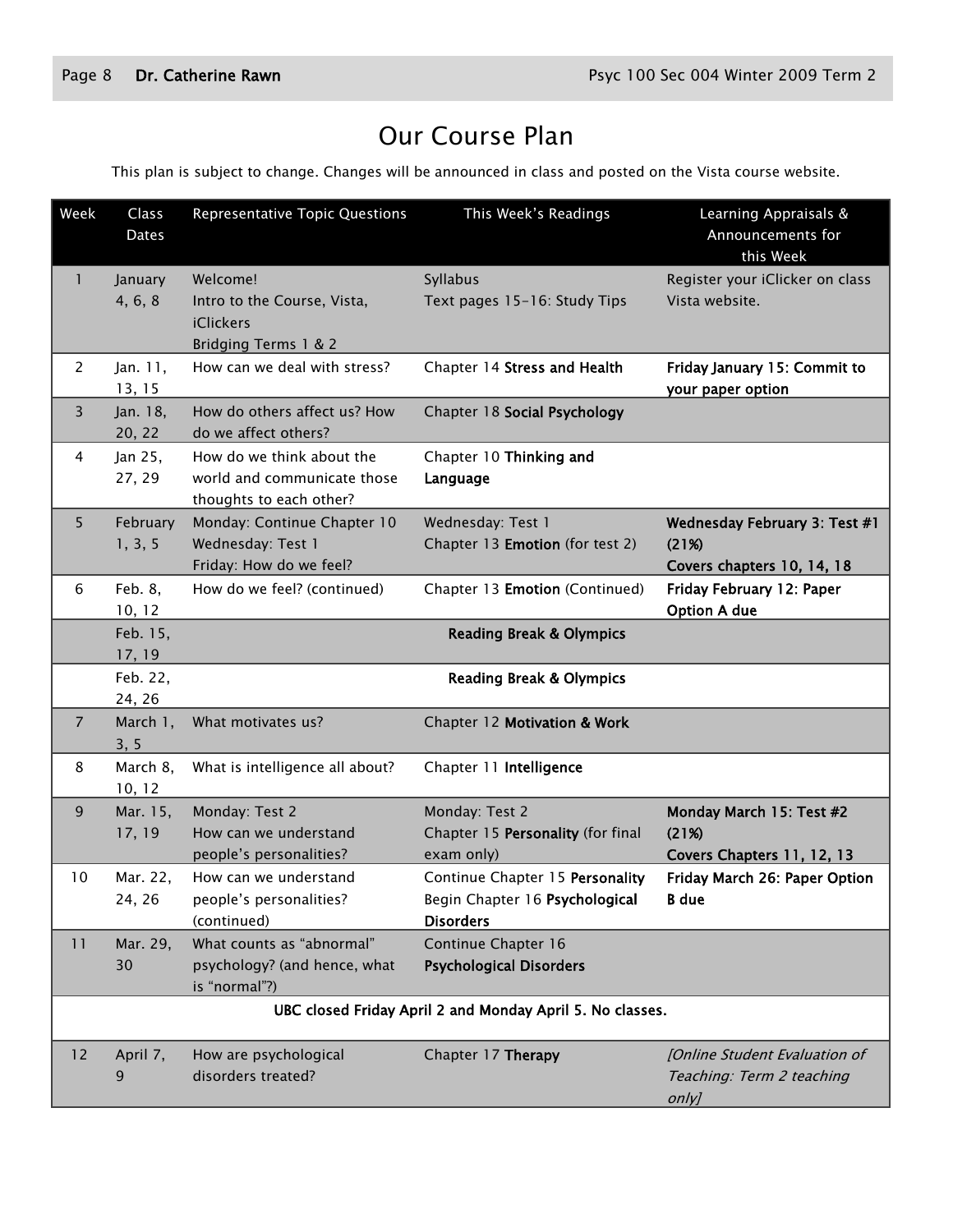# Our Course Plan

This plan is subject to change. Changes will be announced in class and posted on the Vista course website.

| Week | Class Dates | Representative Topic Questions | This Week's Readings | Learning Appraisals & Announcements for this Week |
|---|---|---|---|---|
| 1 | January 4, 6, 8 | Welcome!<br>Intro to the Course, Vista, iClickers<br>Bridging Terms 1 & 2 | Syllabus<br>Text pages 15-16: Study Tips | Register your iClicker on class Vista website. |
| 2 | Jan. 11, 13, 15 | How can we deal with stress? | Chapter 14 **Stress and Health** | **Friday January 15: Commit to your paper option** |
| 3 | Jan. 18, 20, 22 | How do others affect us? How do we affect others? | Chapter 18 **Social Psychology** | |
| 4 | Jan 25, 27, 29 | How do we think about the world and communicate those thoughts to each other? | Chapter 10 **Thinking and Language** | |
| 5 | February 1, 3, 5 | Monday: Continue Chapter 10<br>Wednesday: Test 1<br>Friday: How do we feel? | Wednesday: Test 1<br>Chapter 13 **Emotion** (for test 2) | **Wednesday February 3: Test #1 (21%)<br>Covers chapters 10, 14, 18** |
| 6 | Feb. 8, 10, 12 | How do we feel? (continued) | Chapter 13 **Emotion** (Continued) | **Friday February 12: Paper Option A due** |
| | Feb. 15, 17, 19 | | **Reading Break & Olympics** | |
| | Feb. 22, 24, 26 | | **Reading Break & Olympics** | |
| 7 | March 1, 3, 5 | What motivates us? | Chapter 12 **Motivation & Work** | |
| 8 | March 8, 10, 12 | What is intelligence all about? | Chapter 11 **Intelligence** | |
| 9 | Mar. 15, 17, 19 | Monday: Test 2<br>How can we understand people's personalities? | Monday: Test 2<br>Chapter 15 **Personality** (for final exam only) | **Monday March 15: Test #2 (21%)<br>Covers Chapters 11, 12, 13** |
| 10 | Mar. 22, 24, 26 | How can we understand people's personalities? (continued) | Continue Chapter 15 **Personality**<br>Begin Chapter 16 **Psychological Disorders** | **Friday March 26: Paper Option B due** |
| 11 | Mar. 29, 30 | What counts as "abnormal" psychology? (and hence, what is "normal"?) | Continue Chapter 16 **Psychological Disorders** | |
| | | **UBC closed Friday April 2 and Monday April 5. No classes.** | | |
| 12 | April 7, 9 | How are psychological disorders treated? | Chapter 17 **Therapy** | *[Online Student Evaluation of Teaching: Term 2 teaching only]* |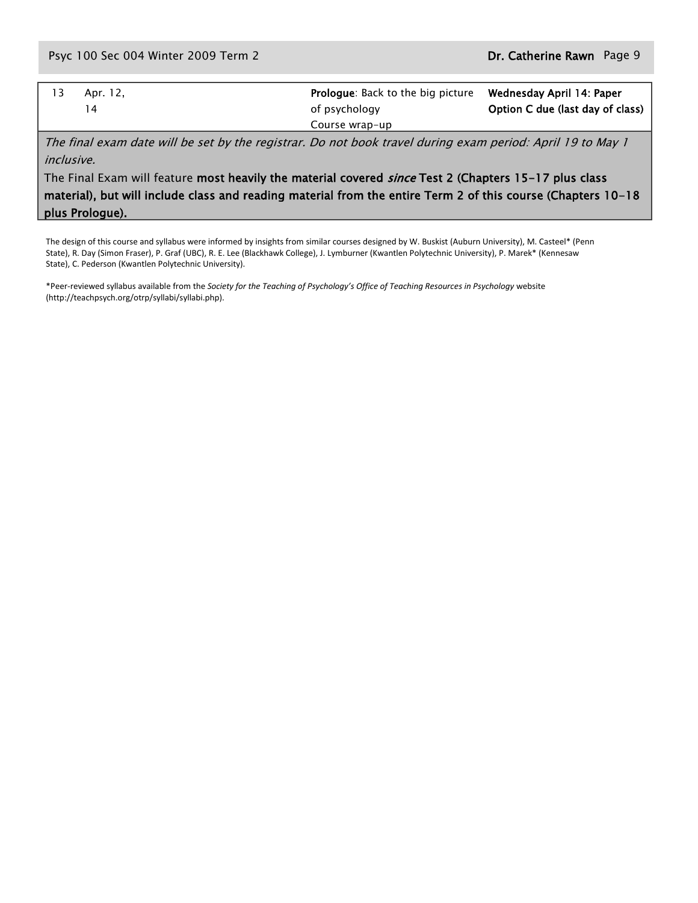| | | | |
|---|---|---|---|
| 13 | Apr. 12, 14 | **Prologue**: Back to the big picture of psychology<br>Course wrap-up | **Wednesday April 14: Paper Option C due (last day of class)** |

*The final exam date will be set by the registrar. Do not book travel during exam period: April 19 to May 1 inclusive.*

The Final Exam will feature **most heavily the material covered *since* Test 2 (Chapters 15-17 plus class material), but will include class and reading material from the entire Term 2 of this course (Chapters 10-18 plus Prologue).**

The design of this course and syllabus were informed by insights from similar courses designed by W. Buskist (Auburn University), M. Casteel* (Penn State), R. Day (Simon Fraser), P. Graf (UBC), R. E. Lee (Blackhawk College), J. Lymburner (Kwantlen Polytechnic University), P. Marek* (Kennesaw State), C. Pederson (Kwantlen Polytechnic University).

*Peer-reviewed syllabus available from the *Society for the Teaching of Psychology's Office of Teaching Resources in Psychology* website (http://teachpsych.org/otrp/syllabi/syllabi.php).